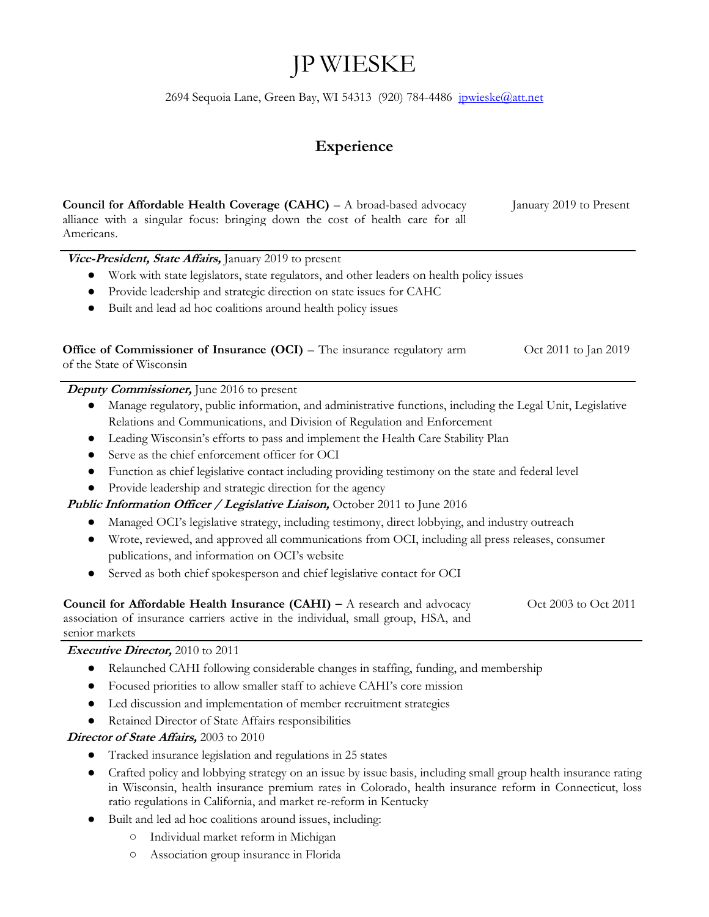# JP WIESKE

2694 Sequoia Lane, Green Bay, WI 54313 (920) 784-4486 [jpwieske@att.net](mailto:jpwieske@att.net)

## Experience

**Council for Affordable Health Coverage (CAHC)** – A broad-based advocacy alliance with a singular focus: bringing down the cost of health care for all Americans. — January 2019 to Present

***Vice-President, State Affairs,*** January 2019 to present

- Work with state legislators, state regulators, and other leaders on health policy issues
- Provide leadership and strategic direction on state issues for CAHC
- Built and lead ad hoc coalitions around health policy issues

**Office of Commissioner of Insurance (OCI)** – The insurance regulatory arm of the State of Wisconsin — Oct 2011 to Jan 2019

***Deputy Commissioner,*** June 2016 to present

- Manage regulatory, public information, and administrative functions, including the Legal Unit, Legislative Relations and Communications, and Division of Regulation and Enforcement
- Leading Wisconsin's efforts to pass and implement the Health Care Stability Plan
- Serve as the chief enforcement officer for OCI
- Function as chief legislative contact including providing testimony on the state and federal level
- Provide leadership and strategic direction for the agency

***Public Information Officer / Legislative Liaison,*** October 2011 to June 2016

- Managed OCI's legislative strategy, including testimony, direct lobbying, and industry outreach
- Wrote, reviewed, and approved all communications from OCI, including all press releases, consumer publications, and information on OCI's website
- Served as both chief spokesperson and chief legislative contact for OCI

**Council for Affordable Health Insurance (CAHI) –** A research and advocacy association of insurance carriers active in the individual, small group, HSA, and senior markets — Oct 2003 to Oct 2011

***Executive Director,*** 2010 to 2011

- Relaunched CAHI following considerable changes in staffing, funding, and membership
- Focused priorities to allow smaller staff to achieve CAHI's core mission
- Led discussion and implementation of member recruitment strategies
- Retained Director of State Affairs responsibilities

***Director of State Affairs,*** 2003 to 2010

- Tracked insurance legislation and regulations in 25 states
- Crafted policy and lobbying strategy on an issue by issue basis, including small group health insurance rating in Wisconsin, health insurance premium rates in Colorado, health insurance reform in Connecticut, loss ratio regulations in California, and market re-reform in Kentucky
- Built and led ad hoc coalitions around issues, including:
  - Individual market reform in Michigan
  - Association group insurance in Florida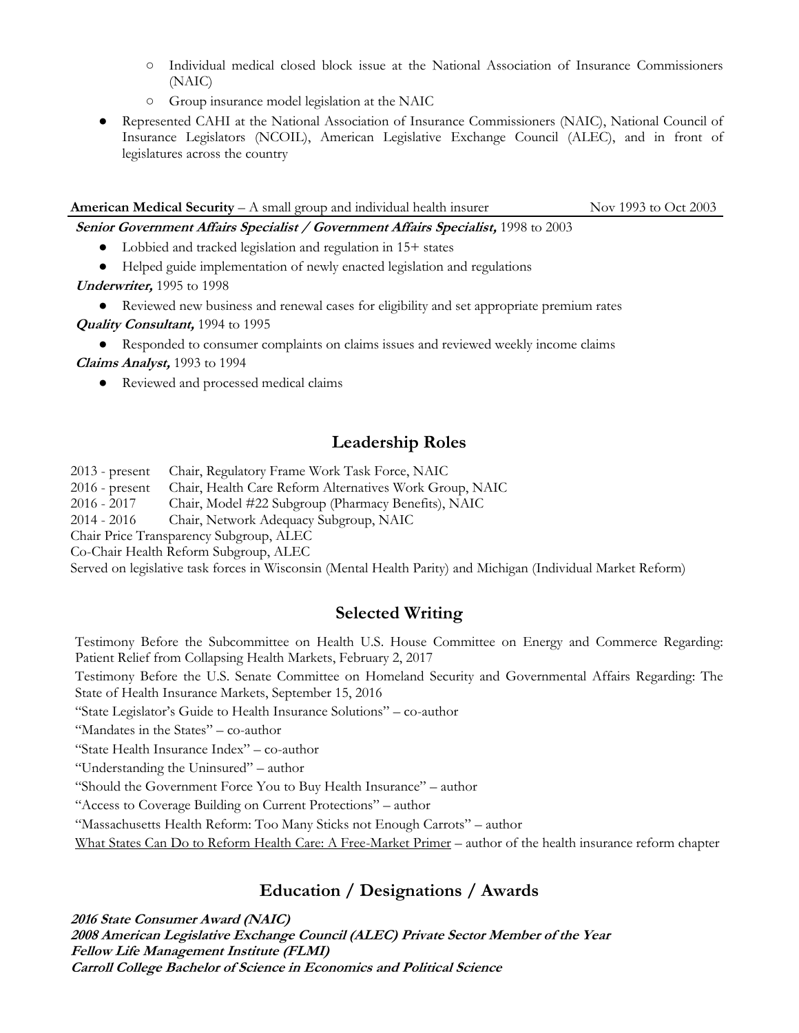- Individual medical closed block issue at the National Association of Insurance Commissioners (NAIC)
  - Group insurance model legislation at the NAIC
- Represented CAHI at the National Association of Insurance Commissioners (NAIC), National Council of Insurance Legislators (NCOIL), American Legislative Exchange Council (ALEC), and in front of legislatures across the country

**American Medical Security** – A small group and individual health insurer — Nov 1993 to Oct 2003

***Senior Government Affairs Specialist / Government Affairs Specialist,*** 1998 to 2003

- Lobbied and tracked legislation and regulation in 15+ states
- Helped guide implementation of newly enacted legislation and regulations

***Underwriter,*** 1995 to 1998

- Reviewed new business and renewal cases for eligibility and set appropriate premium rates

***Quality Consultant,*** 1994 to 1995

- Responded to consumer complaints on claims issues and reviewed weekly income claims

***Claims Analyst,*** 1993 to 1994

- Reviewed and processed medical claims

## Leadership Roles

2013 - present Chair, Regulatory Frame Work Task Force, NAIC
2016 - present Chair, Health Care Reform Alternatives Work Group, NAIC
2016 - 2017 Chair, Model #22 Subgroup (Pharmacy Benefits), NAIC
2014 - 2016 Chair, Network Adequacy Subgroup, NAIC
Chair Price Transparency Subgroup, ALEC
Co-Chair Health Reform Subgroup, ALEC
Served on legislative task forces in Wisconsin (Mental Health Parity) and Michigan (Individual Market Reform)

## Selected Writing

Testimony Before the Subcommittee on Health U.S. House Committee on Energy and Commerce Regarding: Patient Relief from Collapsing Health Markets, February 2, 2017

Testimony Before the U.S. Senate Committee on Homeland Security and Governmental Affairs Regarding: The State of Health Insurance Markets, September 15, 2016

"State Legislator's Guide to Health Insurance Solutions" – co-author

"Mandates in the States" – co-author

"State Health Insurance Index" – co-author

"Understanding the Uninsured" – author

"Should the Government Force You to Buy Health Insurance" – author

"Access to Coverage Building on Current Protections" – author

"Massachusetts Health Reform: Too Many Sticks not Enough Carrots" – author

What States Can Do to Reform Health Care: A Free-Market Primer – author of the health insurance reform chapter

## Education / Designations / Awards

***2016 State Consumer Award (NAIC)***
***2008 American Legislative Exchange Council (ALEC) Private Sector Member of the Year***
***Fellow Life Management Institute (FLMI)***
***Carroll College Bachelor of Science in Economics and Political Science***